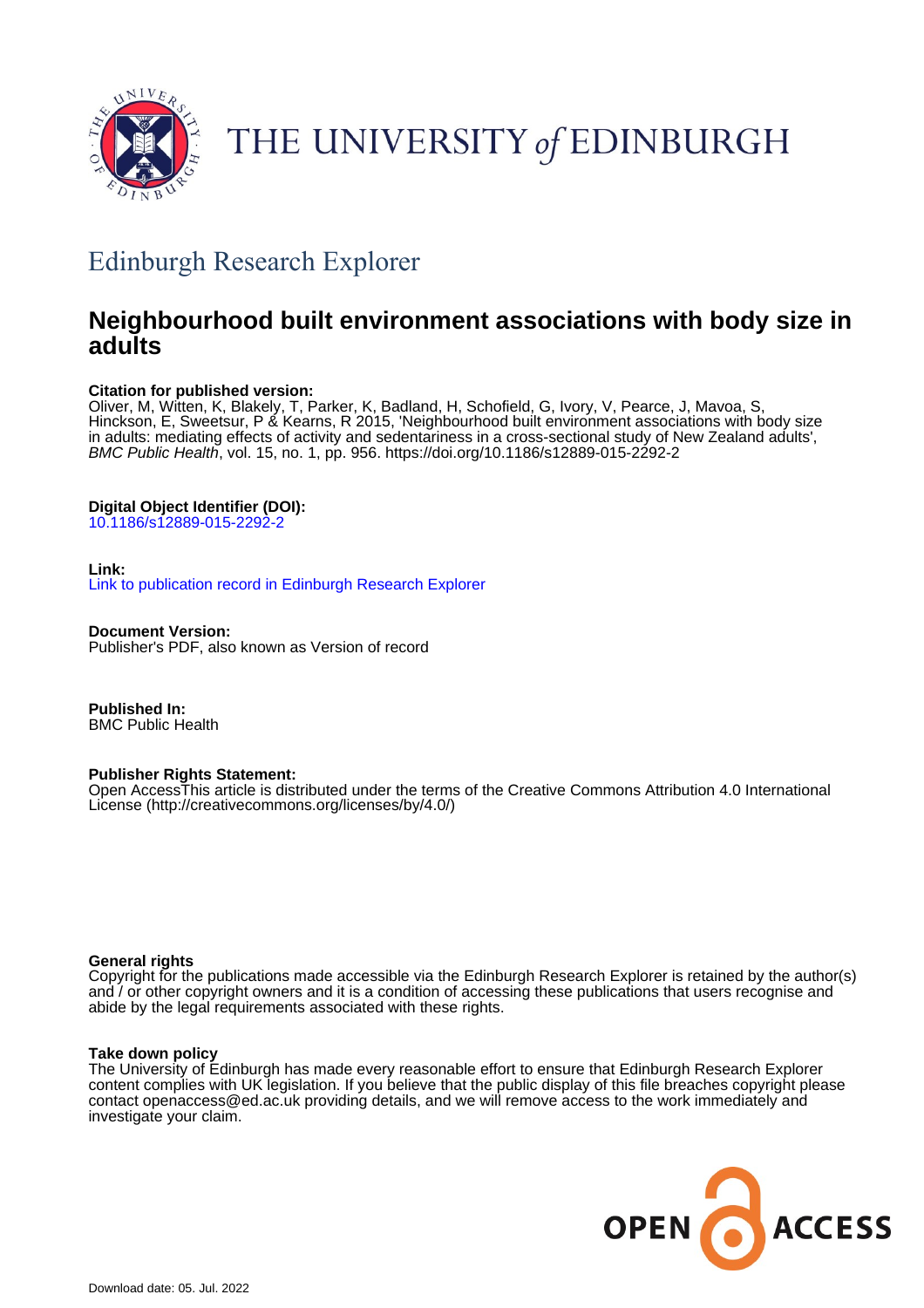THE UNIVERSITY of EDINBURGH

## Edinburgh Research Explorer

# Neighbourhood built environment associations with body size in adults

**Citation for published version:**
Oliver, M, Witten, K, Blakely, T, Parker, K, Badland, H, Schofield, G, Ivory, V, Pearce, J, Mavoa, S, Hinckson, E, Sweetsur, P & Kearns, R 2015, 'Neighbourhood built environment associations with body size in adults: mediating effects of activity and sedentariness in a cross-sectional study of New Zealand adults', *BMC Public Health*, vol. 15, no. 1, pp. 956. https://doi.org/10.1186/s12889-015-2292-2

**Digital Object Identifier (DOI):**
10.1186/s12889-015-2292-2

**Link:**
Link to publication record in Edinburgh Research Explorer

**Document Version:**
Publisher's PDF, also known as Version of record

**Published In:**
BMC Public Health

**Publisher Rights Statement:**
Open AccessThis article is distributed under the terms of the Creative Commons Attribution 4.0 International License (http://creativecommons.org/licenses/by/4.0/)

**General rights**
Copyright for the publications made accessible via the Edinburgh Research Explorer is retained by the author(s) and / or other copyright owners and it is a condition of accessing these publications that users recognise and abide by the legal requirements associated with these rights.

**Take down policy**
The University of Edinburgh has made every reasonable effort to ensure that Edinburgh Research Explorer content complies with UK legislation. If you believe that the public display of this file breaches copyright please contact openaccess@ed.ac.uk providing details, and we will remove access to the work immediately and investigate your claim.

Download date: 05. Jul. 2022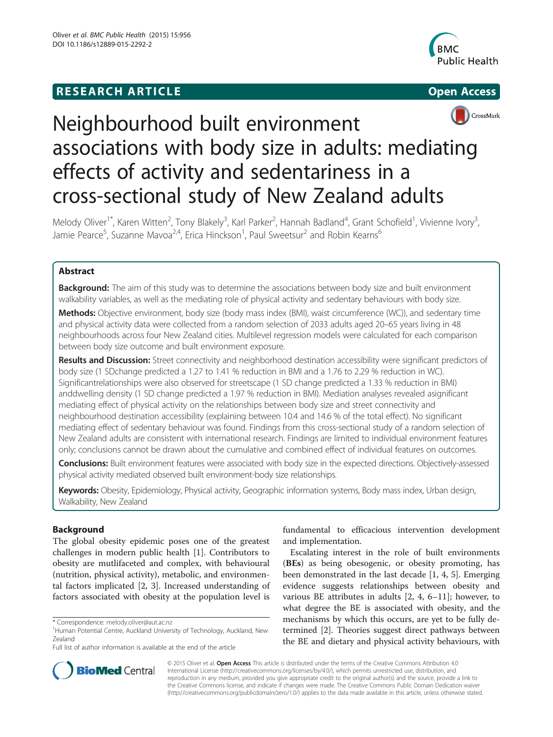# Neighbourhood built environment associations with body size in adults: mediating effects of activity and sedentariness in a cross-sectional study of New Zealand adults

Melody Oliver[1*], Karen Witten[2], Tony Blakely[3], Karl Parker[2], Hannah Badland[4], Grant Schofield[1], Vivienne Ivory[3], Jamie Pearce[5], Suzanne Mavoa[2,4], Erica Hinckson[1], Paul Sweetsur[2] and Robin Kearns[6]

## Abstract

**Background:** The aim of this study was to determine the associations between body size and built environment walkability variables, as well as the mediating role of physical activity and sedentary behaviours with body size.

**Methods:** Objective environment, body size (body mass index (BMI), waist circumference (WC)), and sedentary time and physical activity data were collected from a random selection of 2033 adults aged 20–65 years living in 48 neighbourhoods across four New Zealand cities. Multilevel regression models were calculated for each comparison between body size outcome and built environment exposure.

**Results and Discussion:** Street connectivity and neighborhood destination accessibility were significant predictors of body size (1 SDchange predicted a 1.27 to 1.41 % reduction in BMI and a 1.76 to 2.29 % reduction in WC). Significantrelationships were also observed for streetscape (1 SD change predicted a 1.33 % reduction in BMI) anddwelling density (1 SD change predicted a 1.97 % reduction in BMI). Mediation analyses revealed asignificant mediating effect of physical activity on the relationships between body size and street connectivity and neighbourhood destination accessibility (explaining between 10.4 and 14.6 % of the total effect). No significant mediating effect of sedentary behaviour was found. Findings from this cross-sectional study of a random selection of New Zealand adults are consistent with international research. Findings are limited to individual environment features only; conclusions cannot be drawn about the cumulative and combined effect of individual features on outcomes.

**Conclusions:** Built environment features were associated with body size in the expected directions. Objectively-assessed physical activity mediated observed built environment-body size relationships.

**Keywords:** Obesity, Epidemiology, Physical activity, Geographic information systems, Body mass index, Urban design, Walkability, New Zealand

## Background

The global obesity epidemic poses one of the greatest challenges in modern public health [1]. Contributors to obesity are mutlifaceted and complex, with behavioural (nutrition, physical activity), metabolic, and environmental factors implicated [2, 3]. Increased understanding of factors associated with obesity at the population level is fundamental to efficacious intervention development and implementation.

Escalating interest in the role of built environments (**BEs**) as being obesogenic, or obesity promoting, has been demonstrated in the last decade [1, 4, 5]. Emerging evidence suggests relationships between obesity and various BE attributes in adults [2, 4, 6–11]; however, to what degree the BE is associated with obesity, and the mechanisms by which this occurs, are yet to be fully determined [2]. Theories suggest direct pathways between the BE and dietary and physical activity behaviours, with

\* Correspondence: melody.oliver@aut.ac.nz
[1]Human Potential Centre, Auckland University of Technology, Auckland, New Zealand
Full list of author information is available at the end of the article

© 2015 Oliver et al. **Open Access** This article is distributed under the terms of the Creative Commons Attribution 4.0 International License (http://creativecommons.org/licenses/by/4.0/), which permits unrestricted use, distribution, and reproduction in any medium, provided you give appropriate credit to the original author(s) and the source, provide a link to the Creative Commons license, and indicate if changes were made. The Creative Commons Public Domain Dedication waiver (http://creativecommons.org/publicdomain/zero/1.0/) applies to the data made available in this article, unless otherwise stated.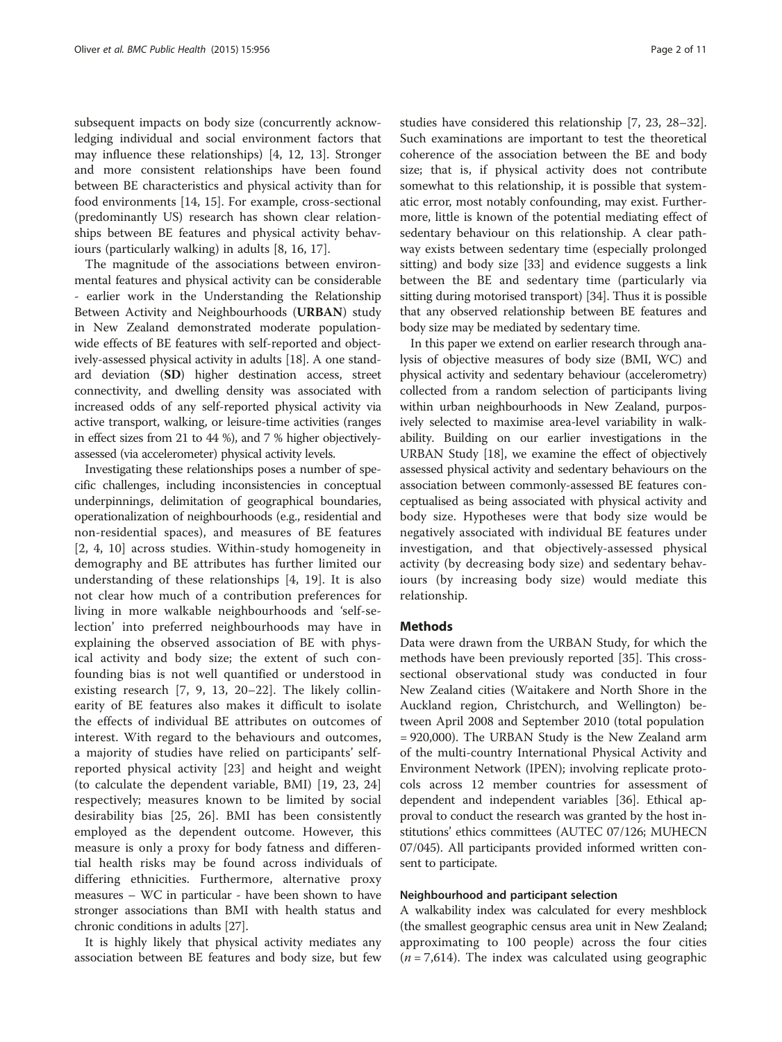subsequent impacts on body size (concurrently acknowledging individual and social environment factors that may influence these relationships) [4, 12, 13]. Stronger and more consistent relationships have been found between BE characteristics and physical activity than for food environments [14, 15]. For example, cross-sectional (predominantly US) research has shown clear relationships between BE features and physical activity behaviours (particularly walking) in adults [8, 16, 17].

The magnitude of the associations between environmental features and physical activity can be considerable - earlier work in the Understanding the Relationship Between Activity and Neighbourhoods (**URBAN**) study in New Zealand demonstrated moderate population-wide effects of BE features with self-reported and objectively-assessed physical activity in adults [18]. A one standard deviation (**SD**) higher destination access, street connectivity, and dwelling density was associated with increased odds of any self-reported physical activity via active transport, walking, or leisure-time activities (ranges in effect sizes from 21 to 44 %), and 7 % higher objectively-assessed (via accelerometer) physical activity levels.

Investigating these relationships poses a number of specific challenges, including inconsistencies in conceptual underpinnings, delimitation of geographical boundaries, operationalization of neighbourhoods (e.g., residential and non-residential spaces), and measures of BE features [2, 4, 10] across studies. Within-study homogeneity in demography and BE attributes has further limited our understanding of these relationships [4, 19]. It is also not clear how much of a contribution preferences for living in more walkable neighbourhoods and 'self-selection' into preferred neighbourhoods may have in explaining the observed association of BE with physical activity and body size; the extent of such confounding bias is not well quantified or understood in existing research [7, 9, 13, 20–22]. The likely collinearity of BE features also makes it difficult to isolate the effects of individual BE attributes on outcomes of interest. With regard to the behaviours and outcomes, a majority of studies have relied on participants' self-reported physical activity [23] and height and weight (to calculate the dependent variable, BMI) [19, 23, 24] respectively; measures known to be limited by social desirability bias [25, 26]. BMI has been consistently employed as the dependent outcome. However, this measure is only a proxy for body fatness and differential health risks may be found across individuals of differing ethnicities. Furthermore, alternative proxy measures – WC in particular - have been shown to have stronger associations than BMI with health status and chronic conditions in adults [27].

It is highly likely that physical activity mediates any association between BE features and body size, but few studies have considered this relationship [7, 23, 28–32]. Such examinations are important to test the theoretical coherence of the association between the BE and body size; that is, if physical activity does not contribute somewhat to this relationship, it is possible that systematic error, most notably confounding, may exist. Furthermore, little is known of the potential mediating effect of sedentary behaviour on this relationship. A clear pathway exists between sedentary time (especially prolonged sitting) and body size [33] and evidence suggests a link between the BE and sedentary time (particularly via sitting during motorised transport) [34]. Thus it is possible that any observed relationship between BE features and body size may be mediated by sedentary time.

In this paper we extend on earlier research through analysis of objective measures of body size (BMI, WC) and physical activity and sedentary behaviour (accelerometry) collected from a random selection of participants living within urban neighbourhoods in New Zealand, purposively selected to maximise area-level variability in walkability. Building on our earlier investigations in the URBAN Study [18], we examine the effect of objectively assessed physical activity and sedentary behaviours on the association between commonly-assessed BE features conceptualised as being associated with physical activity and body size. Hypotheses were that body size would be negatively associated with individual BE features under investigation, and that objectively-assessed physical activity (by decreasing body size) and sedentary behaviours (by increasing body size) would mediate this relationship.

## Methods

Data were drawn from the URBAN Study, for which the methods have been previously reported [35]. This cross-sectional observational study was conducted in four New Zealand cities (Waitakere and North Shore in the Auckland region, Christchurch, and Wellington) between April 2008 and September 2010 (total population = 920,000). The URBAN Study is the New Zealand arm of the multi-country International Physical Activity and Environment Network (IPEN); involving replicate protocols across 12 member countries for assessment of dependent and independent variables [36]. Ethical approval to conduct the research was granted by the host institutions' ethics committees (AUTEC 07/126; MUHECN 07/045). All participants provided informed written consent to participate.

### Neighbourhood and participant selection

A walkability index was calculated for every meshblock (the smallest geographic census area unit in New Zealand; approximating to 100 people) across the four cities ($n = 7,614$). The index was calculated using geographic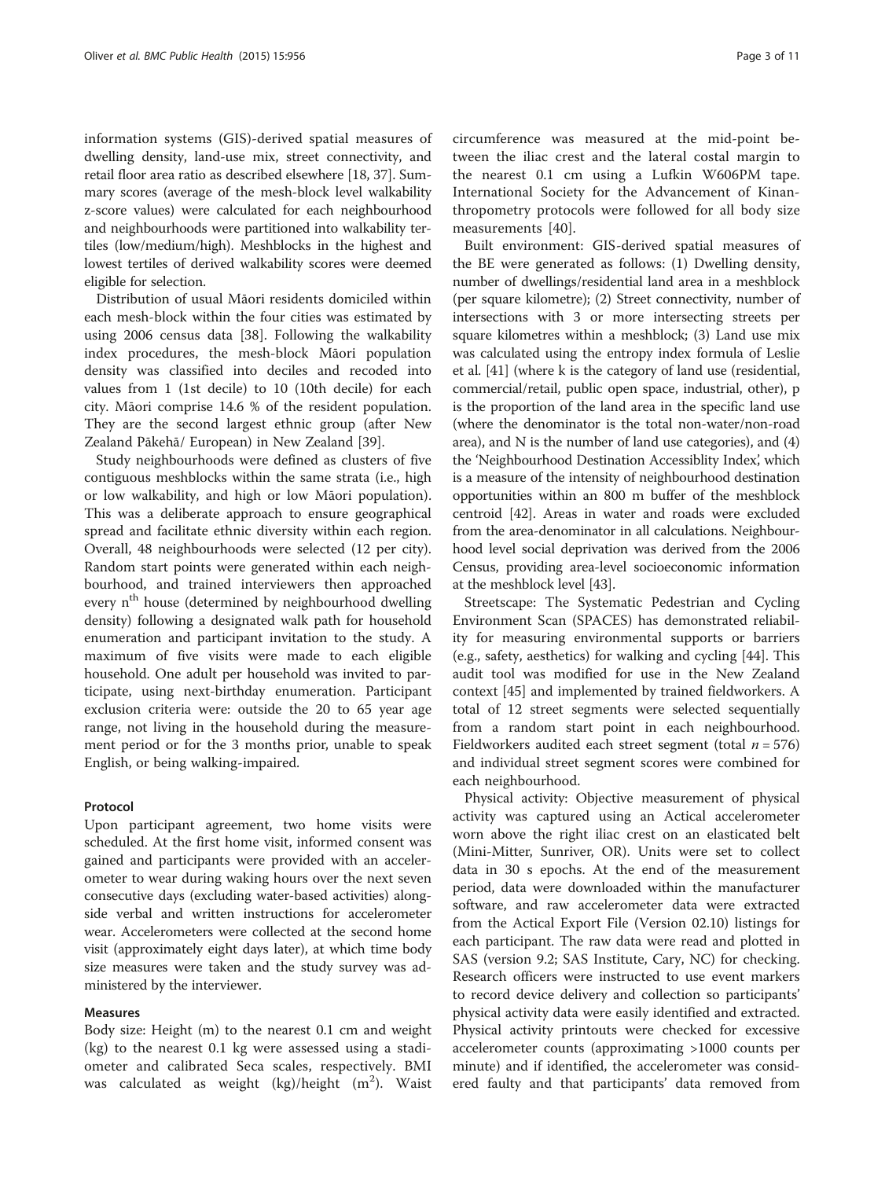information systems (GIS)-derived spatial measures of dwelling density, land-use mix, street connectivity, and retail floor area ratio as described elsewhere [18, 37]. Summary scores (average of the mesh-block level walkability z-score values) were calculated for each neighbourhood and neighbourhoods were partitioned into walkability tertiles (low/medium/high). Meshblocks in the highest and lowest tertiles of derived walkability scores were deemed eligible for selection.

Distribution of usual Māori residents domiciled within each mesh-block within the four cities was estimated by using 2006 census data [38]. Following the walkability index procedures, the mesh-block Māori population density was classified into deciles and recoded into values from 1 (1st decile) to 10 (10th decile) for each city. Māori comprise 14.6 % of the resident population. They are the second largest ethnic group (after New Zealand Pākehā/ European) in New Zealand [39].

Study neighbourhoods were defined as clusters of five contiguous meshblocks within the same strata (i.e., high or low walkability, and high or low Māori population). This was a deliberate approach to ensure geographical spread and facilitate ethnic diversity within each region. Overall, 48 neighbourhoods were selected (12 per city). Random start points were generated within each neighbourhood, and trained interviewers then approached every $n^{th}$ house (determined by neighbourhood dwelling density) following a designated walk path for household enumeration and participant invitation to the study. A maximum of five visits were made to each eligible household. One adult per household was invited to participate, using next-birthday enumeration. Participant exclusion criteria were: outside the 20 to 65 year age range, not living in the household during the measurement period or for the 3 months prior, unable to speak English, or being walking-impaired.

#### Protocol

Upon participant agreement, two home visits were scheduled. At the first home visit, informed consent was gained and participants were provided with an accelerometer to wear during waking hours over the next seven consecutive days (excluding water-based activities) alongside verbal and written instructions for accelerometer wear. Accelerometers were collected at the second home visit (approximately eight days later), at which time body size measures were taken and the study survey was administered by the interviewer.

#### Measures

Body size: Height (m) to the nearest 0.1 cm and weight (kg) to the nearest 0.1 kg were assessed using a stadiometer and calibrated Seca scales, respectively. BMI was calculated as weight (kg)/height ($m^2$). Waist circumference was measured at the mid-point between the iliac crest and the lateral costal margin to the nearest 0.1 cm using a Lufkin W606PM tape. International Society for the Advancement of Kinanthropometry protocols were followed for all body size measurements [40].

Built environment: GIS-derived spatial measures of the BE were generated as follows: (1) Dwelling density, number of dwellings/residential land area in a meshblock (per square kilometre); (2) Street connectivity, number of intersections with 3 or more intersecting streets per square kilometres within a meshblock; (3) Land use mix was calculated using the entropy index formula of Leslie et al. [41] (where k is the category of land use (residential, commercial/retail, public open space, industrial, other), p is the proportion of the land area in the specific land use (where the denominator is the total non-water/non-road area), and N is the number of land use categories), and (4) the 'Neighbourhood Destination Accessiblity Index', which is a measure of the intensity of neighbourhood destination opportunities within an 800 m buffer of the meshblock centroid [42]. Areas in water and roads were excluded from the area-denominator in all calculations. Neighbourhood level social deprivation was derived from the 2006 Census, providing area-level socioeconomic information at the meshblock level [43].

Streetscape: The Systematic Pedestrian and Cycling Environment Scan (SPACES) has demonstrated reliability for measuring environmental supports or barriers (e.g., safety, aesthetics) for walking and cycling [44]. This audit tool was modified for use in the New Zealand context [45] and implemented by trained fieldworkers. A total of 12 street segments were selected sequentially from a random start point in each neighbourhood. Fieldworkers audited each street segment (total $n = 576$) and individual street segment scores were combined for each neighbourhood.

Physical activity: Objective measurement of physical activity was captured using an Actical accelerometer worn above the right iliac crest on an elasticated belt (Mini-Mitter, Sunriver, OR). Units were set to collect data in 30 s epochs. At the end of the measurement period, data were downloaded within the manufacturer software, and raw accelerometer data were extracted from the Actical Export File (Version 02.10) listings for each participant. The raw data were read and plotted in SAS (version 9.2; SAS Institute, Cary, NC) for checking. Research officers were instructed to use event markers to record device delivery and collection so participants' physical activity data were easily identified and extracted. Physical activity printouts were checked for excessive accelerometer counts (approximating >1000 counts per minute) and if identified, the accelerometer was considered faulty and that participants' data removed from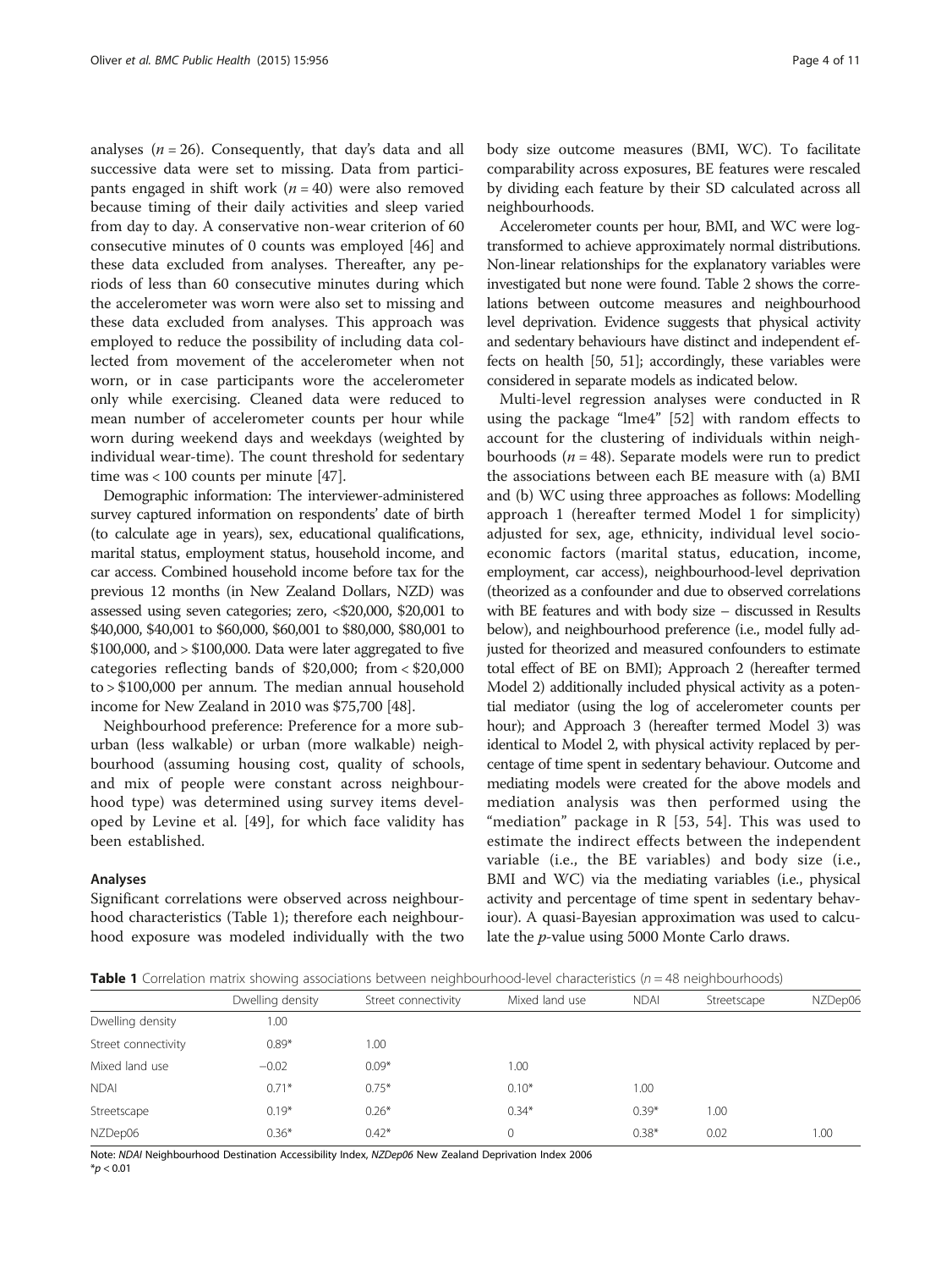analyses ($n = 26$). Consequently, that day's data and all successive data were set to missing. Data from participants engaged in shift work ($n = 40$) were also removed because timing of their daily activities and sleep varied from day to day. A conservative non-wear criterion of 60 consecutive minutes of 0 counts was employed [46] and these data excluded from analyses. Thereafter, any periods of less than 60 consecutive minutes during which the accelerometer was worn were also set to missing and these data excluded from analyses. This approach was employed to reduce the possibility of including data collected from movement of the accelerometer when not worn, or in case participants wore the accelerometer only while exercising. Cleaned data were reduced to mean number of accelerometer counts per hour while worn during weekend days and weekdays (weighted by individual wear-time). The count threshold for sedentary time was < 100 counts per minute [47].

Demographic information: The interviewer-administered survey captured information on respondents' date of birth (to calculate age in years), sex, educational qualifications, marital status, employment status, household income, and car access. Combined household income before tax for the previous 12 months (in New Zealand Dollars, NZD) was assessed using seven categories; zero, <$20,000, $20,001 to $40,000, $40,001 to $60,000, $60,001 to $80,000, $80,001 to $100,000, and > $100,000. Data were later aggregated to five categories reflecting bands of $20,000; from < $20,000 to > $100,000 per annum. The median annual household income for New Zealand in 2010 was $75,700 [48].

Neighbourhood preference: Preference for a more suburban (less walkable) or urban (more walkable) neighbourhood (assuming housing cost, quality of schools, and mix of people were constant across neighbourhood type) was determined using survey items developed by Levine et al. [49], for which face validity has been established.

### Analyses

Significant correlations were observed across neighbourhood characteristics (Table 1); therefore each neighbourhood exposure was modeled individually with the two body size outcome measures (BMI, WC). To facilitate comparability across exposures, BE features were rescaled by dividing each feature by their SD calculated across all neighbourhoods.

Accelerometer counts per hour, BMI, and WC were log-transformed to achieve approximately normal distributions. Non-linear relationships for the explanatory variables were investigated but none were found. Table 2 shows the correlations between outcome measures and neighbourhood level deprivation. Evidence suggests that physical activity and sedentary behaviours have distinct and independent effects on health [50, 51]; accordingly, these variables were considered in separate models as indicated below.

Multi-level regression analyses were conducted in R using the package "lme4" [52] with random effects to account for the clustering of individuals within neighbourhoods ($n = 48$). Separate models were run to predict the associations between each BE measure with (a) BMI and (b) WC using three approaches as follows: Modelling approach 1 (hereafter termed Model 1 for simplicity) adjusted for sex, age, ethnicity, individual level socioeconomic factors (marital status, education, income, employment, car access), neighbourhood-level deprivation (theorized as a confounder and due to observed correlations with BE features and with body size – discussed in Results below), and neighbourhood preference (i.e., model fully adjusted for theorized and measured confounders to estimate total effect of BE on BMI); Approach 2 (hereafter termed Model 2) additionally included physical activity as a potential mediator (using the log of accelerometer counts per hour); and Approach 3 (hereafter termed Model 3) was identical to Model 2, with physical activity replaced by percentage of time spent in sedentary behaviour. Outcome and mediating models were created for the above models and mediation analysis was then performed using the "mediation" package in R [53, 54]. This was used to estimate the indirect effects between the independent variable (i.e., the BE variables) and body size (i.e., BMI and WC) via the mediating variables (i.e., physical activity and percentage of time spent in sedentary behaviour). A quasi-Bayesian approximation was used to calculate the *p*-value using 5000 Monte Carlo draws.

**Table 1** Correlation matrix showing associations between neighbourhood-level characteristics ($n = 48$ neighbourhoods)

| | Dwelling density | Street connectivity | Mixed land use | NDAI | Streetscape | NZDep06 |
|---|---|---|---|---|---|---|
| Dwelling density | 1.00 | | | | | |
| Street connectivity | 0.89* | 1.00 | | | | |
| Mixed land use | −0.02 | 0.09* | 1.00 | | | |
| NDAI | 0.71* | 0.75* | 0.10* | 1.00 | | |
| Streetscape | 0.19* | 0.26* | 0.34* | 0.39* | 1.00 | |
| NZDep06 | 0.36* | 0.42* | 0 | 0.38* | 0.02 | 1.00 |

Note: *NDAI* Neighbourhood Destination Accessibility Index, *NZDep06* New Zealand Deprivation Index 2006
*$p < 0.01$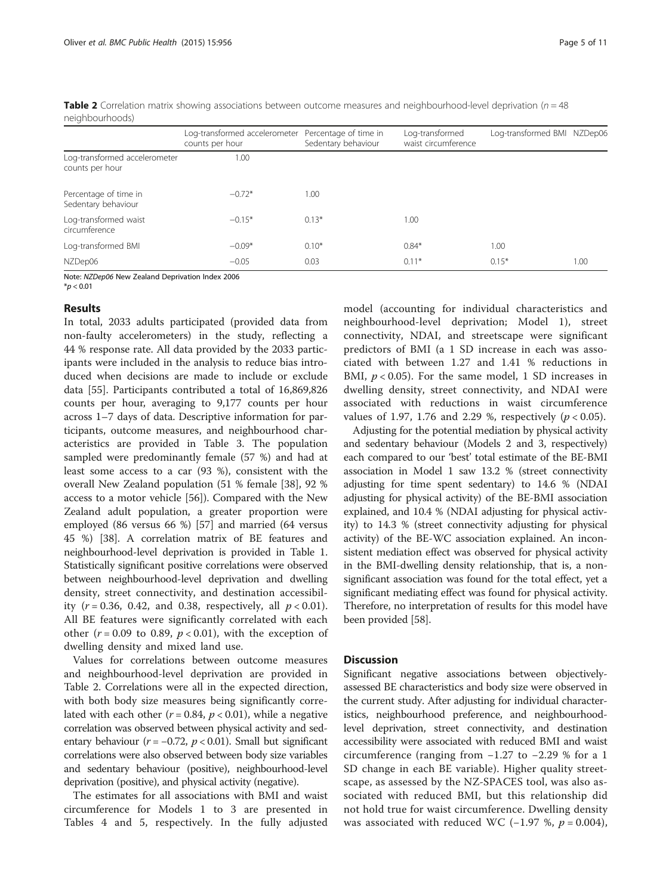**Table 2** Correlation matrix showing associations between outcome measures and neighbourhood-level deprivation ($n = 48$ neighbourhoods)

| | Log-transformed accelerometer counts per hour | Percentage of time in Sedentary behaviour | Log-transformed waist circumference | Log-transformed BMI | NZDep06 |
|---|---|---|---|---|---|
| Log-transformed accelerometer counts per hour | 1.00 | | | | |
| Percentage of time in Sedentary behaviour | −0.72* | 1.00 | | | |
| Log-transformed waist circumference | −0.15* | 0.13* | 1.00 | | |
| Log-transformed BMI | −0.09* | 0.10* | 0.84* | 1.00 | |
| NZDep06 | −0.05 | 0.03 | 0.11* | 0.15* | 1.00 |

Note: *NZDep06* New Zealand Deprivation Index 2006
*$p < 0.01$

## Results

In total, 2033 adults participated (provided data from non-faulty accelerometers) in the study, reflecting a 44 % response rate. All data provided by the 2033 participants were included in the analysis to reduce bias introduced when decisions are made to include or exclude data [55]. Participants contributed a total of 16,869,826 counts per hour, averaging to 9,177 counts per hour across 1–7 days of data. Descriptive information for participants, outcome measures, and neighbourhood characteristics are provided in Table 3. The population sampled were predominantly female (57 %) and had at least some access to a car (93 %), consistent with the overall New Zealand population (51 % female [38], 92 % access to a motor vehicle [56]). Compared with the New Zealand adult population, a greater proportion were employed (86 versus 66 %) [57] and married (64 versus 45 %) [38]. A correlation matrix of BE features and neighbourhood-level deprivation is provided in Table 1. Statistically significant positive correlations were observed between neighbourhood-level deprivation and dwelling density, street connectivity, and destination accessibility ($r = 0.36$, 0.42, and 0.38, respectively, all $p < 0.01$). All BE features were significantly correlated with each other ($r = 0.09$ to 0.89, $p < 0.01$), with the exception of dwelling density and mixed land use.

Values for correlations between outcome measures and neighbourhood-level deprivation are provided in Table 2. Correlations were all in the expected direction, with both body size measures being significantly correlated with each other ($r = 0.84$, $p < 0.01$), while a negative correlation was observed between physical activity and sedentary behaviour ($r = -0.72$, $p < 0.01$). Small but significant correlations were also observed between body size variables and sedentary behaviour (positive), neighbourhood-level deprivation (positive), and physical activity (negative).

The estimates for all associations with BMI and waist circumference for Models 1 to 3 are presented in Tables 4 and 5, respectively. In the fully adjusted model (accounting for individual characteristics and neighbourhood-level deprivation; Model 1), street connectivity, NDAI, and streetscape were significant predictors of BMI (a 1 SD increase in each was associated with between 1.27 and 1.41 % reductions in BMI, $p < 0.05$). For the same model, 1 SD increases in dwelling density, street connectivity, and NDAI were associated with reductions in waist circumference values of 1.97, 1.76 and 2.29 %, respectively ($p < 0.05$).

Adjusting for the potential mediation by physical activity and sedentary behaviour (Models 2 and 3, respectively) each compared to our 'best' total estimate of the BE-BMI association in Model 1 saw 13.2 % (street connectivity adjusting for time spent sedentary) to 14.6 % (NDAI adjusting for physical activity) of the BE-BMI association explained, and 10.4 % (NDAI adjusting for physical activity) to 14.3 % (street connectivity adjusting for physical activity) of the BE-WC association explained. An inconsistent mediation effect was observed for physical activity in the BMI-dwelling density relationship, that is, a non-significant association was found for the total effect, yet a significant mediating effect was found for physical activity. Therefore, no interpretation of results for this model have been provided [58].

## Discussion

Significant negative associations between objectively-assessed BE characteristics and body size were observed in the current study. After adjusting for individual characteristics, neighbourhood preference, and neighbourhood-level deprivation, street connectivity, and destination accessibility were associated with reduced BMI and waist circumference (ranging from −1.27 to −2.29 % for a 1 SD change in each BE variable). Higher quality streetscape, as assessed by the NZ-SPACES tool, was also associated with reduced BMI, but this relationship did not hold true for waist circumference. Dwelling density was associated with reduced WC (−1.97 %, $p = 0.004$),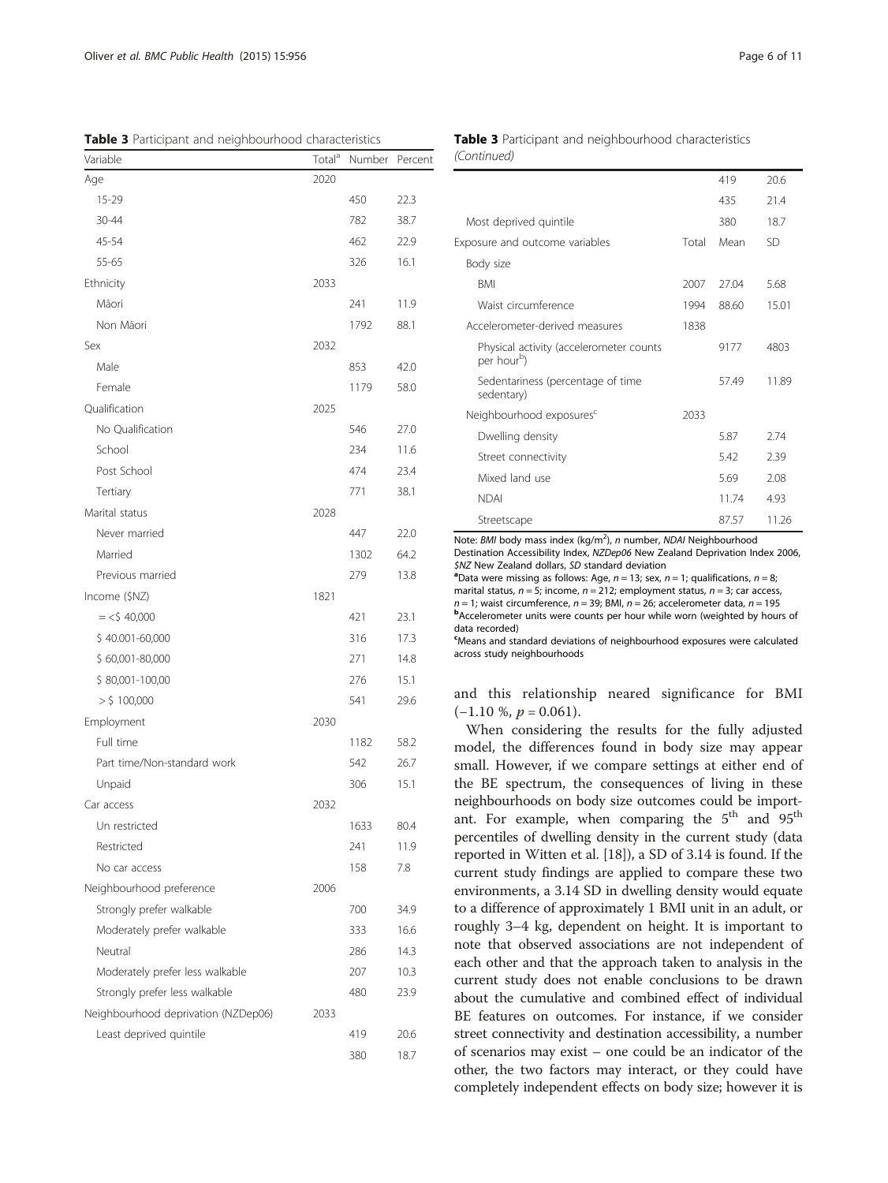**Table 3** Participant and neighbourhood characteristics

| Variable | Total[a] | Number | Percent |
| --- | --- | --- | --- |
| Age | 2020 | | |
| 15-29 | | 450 | 22.3 |
| 30-44 | | 782 | 38.7 |
| 45-54 | | 462 | 22.9 |
| 55-65 | | 326 | 16.1 |
| Ethnicity | 2033 | | |
| Māori | | 241 | 11.9 |
| Non Māori | | 1792 | 88.1 |
| Sex | 2032 | | |
| Male | | 853 | 42.0 |
| Female | | 1179 | 58.0 |
| Qualification | 2025 | | |
| No Qualification | | 546 | 27.0 |
| School | | 234 | 11.6 |
| Post School | | 474 | 23.4 |
| Tertiary | | 771 | 38.1 |
| Marital status | 2028 | | |
| Never married | | 447 | 22.0 |
| Married | | 1302 | 64.2 |
| Previous married | | 279 | 13.8 |
| Income ($NZ) | 1821 | | |
| =<$ 40,000 | | 421 | 23.1 |
| $ 40.001-60,000 | | 316 | 17.3 |
| $ 60,001-80,000 | | 271 | 14.8 |
| $ 80,001-100,00 | | 276 | 15.1 |
| > $ 100,000 | | 541 | 29.6 |
| Employment | 2030 | | |
| Full time | | 1182 | 58.2 |
| Part time/Non-standard work | | 542 | 26.7 |
| Unpaid | | 306 | 15.1 |
| Car access | 2032 | | |
| Un restricted | | 1633 | 80.4 |
| Restricted | | 241 | 11.9 |
| No car access | | 158 | 7.8 |
| Neighbourhood preference | 2006 | | |
| Strongly prefer walkable | | 700 | 34.9 |
| Moderately prefer walkable | | 333 | 16.6 |
| Neutral | | 286 | 14.3 |
| Moderately prefer less walkable | | 207 | 10.3 |
| Strongly prefer less walkable | | 480 | 23.9 |
| Neighbourhood deprivation (NZDep06) | 2033 | | |
| Least deprived quintile | | 419 | 20.6 |
| | | 380 | 18.7 |
| | | 419 | 20.6 |
| | | 435 | 21.4 |
| Most deprived quintile | | 380 | 18.7 |
| Exposure and outcome variables | Total | Mean | SD |
| Body size | | | |
| BMI | 2007 | 27.04 | 5.68 |
| Waist circumference | 1994 | 88.60 | 15.01 |
| Accelerometer-derived measures | 1838 | | |
| Physical activity (accelerometer counts per hour[b]) | | 9177 | 4803 |
| Sedentariness (percentage of time sedentary) | | 57.49 | 11.89 |
| Neighbourhood exposures[c] | 2033 | | |
| Dwelling density | | 5.87 | 2.74 |
| Street connectivity | | 5.42 | 2.39 |
| Mixed land use | | 5.69 | 2.08 |
| NDAI | | 11.74 | 4.93 |
| Streetscape | | 87.57 | 11.26 |

Note: *BMI* body mass index (kg/m$^2$), *n* number, *NDAI* Neighbourhood Destination Accessibility Index, *NZDep06* New Zealand Deprivation Index 2006, *$NZ* New Zealand dollars, *SD* standard deviation

[a]Data were missing as follows: Age, $n = 13$; sex, $n = 1$; qualifications, $n = 8$; marital status, $n = 5$; income, $n = 212$; employment status, $n = 3$; car access, $n = 1$; waist circumference, $n = 39$; BMI, $n = 26$; accelerometer data, $n = 195$

[b]Accelerometer units were counts per hour while worn (weighted by hours of data recorded)

[c]Means and standard deviations of neighbourhood exposures were calculated across study neighbourhoods

and this relationship neared significance for BMI (−1.10 %, $p = 0.061$).

When considering the results for the fully adjusted model, the differences found in body size may appear small. However, if we compare settings at either end of the BE spectrum, the consequences of living in these neighbourhoods on body size outcomes could be important. For example, when comparing the 5[th] and 95[th] percentiles of dwelling density in the current study (data reported in Witten et al. [18]), a SD of 3.14 is found. If the current study findings are applied to compare these two environments, a 3.14 SD in dwelling density would equate to a difference of approximately 1 BMI unit in an adult, or roughly 3–4 kg, dependent on height. It is important to note that observed associations are not independent of each other and that the approach taken to analysis in the current study does not enable conclusions to be drawn about the cumulative and combined effect of individual BE features on outcomes. For instance, if we consider street connectivity and destination accessibility, a number of scenarios may exist – one could be an indicator of the other, the two factors may interact, or they could have completely independent effects on body size; however it is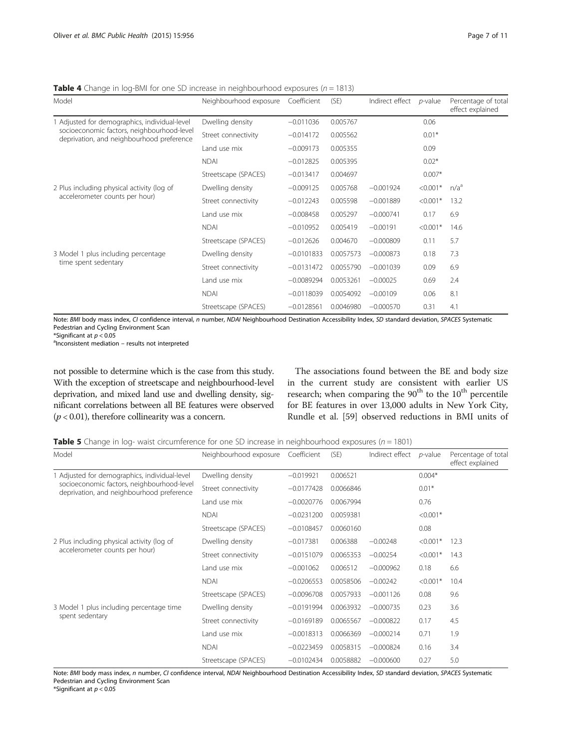**Table 4** Change in log-BMI for one SD increase in neighbourhood exposures ($n = 1813$)

| Model | Neighbourhood exposure | Coefficient | (SE) | Indirect effect | $p$-value | Percentage of total effect explained |
|---|---|---|---|---|---|---|
| 1 Adjusted for demographics, individual-level socioeconomic factors, neighbourhood-level deprivation, and neighbourhood preference | Dwelling density | −0.011036 | 0.005767 | | 0.06 | |
| | Street connectivity | −0.014172 | 0.005562 | | 0.01* | |
| | Land use mix | −0.009173 | 0.005355 | | 0.09 | |
| | NDAI | −0.012825 | 0.005395 | | 0.02* | |
| | Streetscape (SPACES) | −0.013417 | 0.004697 | | 0.007* | |
| 2 Plus including physical activity (log of accelerometer counts per hour) | Dwelling density | −0.009125 | 0.005768 | −0.001924 | <0.001* | n/a[a] |
| | Street connectivity | −0.012243 | 0.005598 | −0.001889 | <0.001* | 13.2 |
| | Land use mix | −0.008458 | 0.005297 | −0.000741 | 0.17 | 6.9 |
| | NDAI | −0.010952 | 0.005419 | −0.00191 | <0.001* | 14.6 |
| | Streetscape (SPACES) | −0.012626 | 0.004670 | −0.000809 | 0.11 | 5.7 |
| 3 Model 1 plus including percentage time spent sedentary | Dwelling density | −0.0101833 | 0.0057573 | −0.000873 | 0.18 | 7.3 |
| | Street connectivity | −0.0131472 | 0.0055790 | −0.001039 | 0.09 | 6.9 |
| | Land use mix | −0.0089294 | 0.0053261 | −0.00025 | 0.69 | 2.4 |
| | NDAI | −0.0118039 | 0.0054092 | −0.00109 | 0.06 | 8.1 |
| | Streetscape (SPACES) | −0.0128561 | 0.0046980 | −0.000570 | 0.31 | 4.1 |

Note: *BMI* body mass index, *CI* confidence interval, *n* number, *NDAI* Neighbourhood Destination Accessibility Index, *SD* standard deviation, *SPACES* Systematic Pedestrian and Cycling Environment Scan
*Significant at $p < 0.05$
[a]Inconsistent mediation – results not interpreted

not possible to determine which is the case from this study. With the exception of streetscape and neighbourhood-level deprivation, and mixed land use and dwelling density, significant correlations between all BE features were observed ($p < 0.01$), therefore collinearity was a concern.

The associations found between the BE and body size in the current study are consistent with earlier US research; when comparing the 90[th] to the 10[th] percentile for BE features in over 13,000 adults in New York City, Rundle et al. [59] observed reductions in BMI units of

**Table 5** Change in log- waist circumference for one SD increase in neighbourhood exposures ($n = 1801$)

| Model | Neighbourhood exposure | Coefficient | (SE) | Indirect effect | $p$-value | Percentage of total effect explained |
|---|---|---|---|---|---|---|
| 1 Adjusted for demographics, individual-level socioeconomic factors, neighbourhood-level deprivation, and neighbourhood preference | Dwelling density | −0.019921 | 0.006521 | | 0.004* | |
| | Street connectivity | −0.0177428 | 0.0066846 | | 0.01* | |
| | Land use mix | −0.0020776 | 0.0067994 | | 0.76 | |
| | NDAI | −0.0231200 | 0.0059381 | | <0.001* | |
| | Streetscape (SPACES) | −0.0108457 | 0.0060160 | | 0.08 | |
| 2 Plus including physical activity (log of accelerometer counts per hour) | Dwelling density | −0.017381 | 0.006388 | −0.00248 | <0.001* | 12.3 |
| | Street connectivity | −0.0151079 | 0.0065353 | −0.00254 | <0.001* | 14.3 |
| | Land use mix | −0.001062 | 0.006512 | −0.000962 | 0.18 | 6.6 |
| | NDAI | −0.0206553 | 0.0058506 | −0.00242 | <0.001* | 10.4 |
| | Streetscape (SPACES) | −0.0096708 | 0.0057933 | −0.001126 | 0.08 | 9.6 |
| 3 Model 1 plus including percentage time spent sedentary | Dwelling density | −0.0191994 | 0.0063932 | −0.000735 | 0.23 | 3.6 |
| | Street connectivity | −0.0169189 | 0.0065567 | −0.000822 | 0.17 | 4.5 |
| | Land use mix | −0.0018313 | 0.0066369 | −0.000214 | 0.71 | 1.9 |
| | NDAI | −0.0223459 | 0.0058315 | −0.000824 | 0.16 | 3.4 |
| | Streetscape (SPACES) | −0.0102434 | 0.0058882 | −0.000600 | 0.27 | 5.0 |

Note: *BMI* body mass index, *n* number, *CI* confidence interval, *NDAI* Neighbourhood Destination Accessibility Index, *SD* standard deviation, *SPACES* Systematic Pedestrian and Cycling Environment Scan
*Significant at $p < 0.05$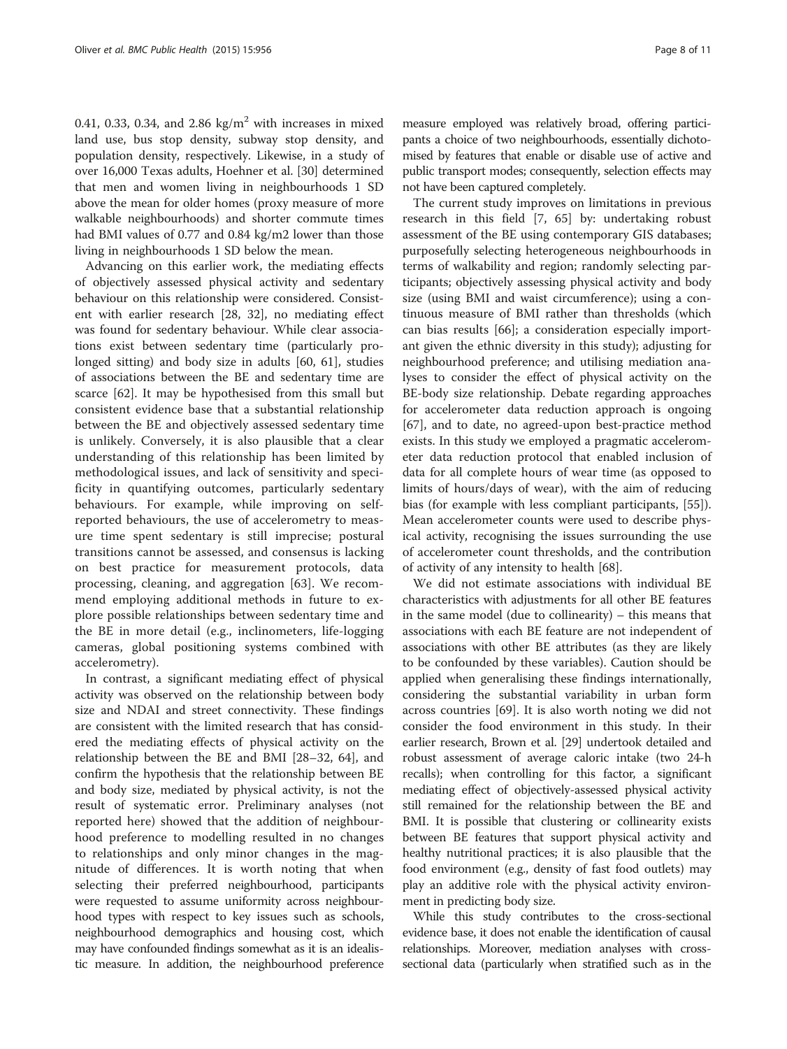0.41, 0.33, 0.34, and 2.86 $kg/m^2$ with increases in mixed land use, bus stop density, subway stop density, and population density, respectively. Likewise, in a study of over 16,000 Texas adults, Hoehner et al. [30] determined that men and women living in neighbourhoods 1 SD above the mean for older homes (proxy measure of more walkable neighbourhoods) and shorter commute times had BMI values of 0.77 and 0.84 kg/m2 lower than those living in neighbourhoods 1 SD below the mean.

Advancing on this earlier work, the mediating effects of objectively assessed physical activity and sedentary behaviour on this relationship were considered. Consistent with earlier research [28, 32], no mediating effect was found for sedentary behaviour. While clear associations exist between sedentary time (particularly prolonged sitting) and body size in adults [60, 61], studies of associations between the BE and sedentary time are scarce [62]. It may be hypothesised from this small but consistent evidence base that a substantial relationship between the BE and objectively assessed sedentary time is unlikely. Conversely, it is also plausible that a clear understanding of this relationship has been limited by methodological issues, and lack of sensitivity and specificity in quantifying outcomes, particularly sedentary behaviours. For example, while improving on self-reported behaviours, the use of accelerometry to measure time spent sedentary is still imprecise; postural transitions cannot be assessed, and consensus is lacking on best practice for measurement protocols, data processing, cleaning, and aggregation [63]. We recommend employing additional methods in future to explore possible relationships between sedentary time and the BE in more detail (e.g., inclinometers, life-logging cameras, global positioning systems combined with accelerometry).

In contrast, a significant mediating effect of physical activity was observed on the relationship between body size and NDAI and street connectivity. These findings are consistent with the limited research that has considered the mediating effects of physical activity on the relationship between the BE and BMI [28–32, 64], and confirm the hypothesis that the relationship between BE and body size, mediated by physical activity, is not the result of systematic error. Preliminary analyses (not reported here) showed that the addition of neighbourhood preference to modelling resulted in no changes to relationships and only minor changes in the magnitude of differences. It is worth noting that when selecting their preferred neighbourhood, participants were requested to assume uniformity across neighbourhood types with respect to key issues such as schools, neighbourhood demographics and housing cost, which may have confounded findings somewhat as it is an idealistic measure. In addition, the neighbourhood preference measure employed was relatively broad, offering participants a choice of two neighbourhoods, essentially dichotomised by features that enable or disable use of active and public transport modes; consequently, selection effects may not have been captured completely.

The current study improves on limitations in previous research in this field [7, 65] by: undertaking robust assessment of the BE using contemporary GIS databases; purposefully selecting heterogeneous neighbourhoods in terms of walkability and region; randomly selecting participants; objectively assessing physical activity and body size (using BMI and waist circumference); using a continuous measure of BMI rather than thresholds (which can bias results [66]; a consideration especially important given the ethnic diversity in this study); adjusting for neighbourhood preference; and utilising mediation analyses to consider the effect of physical activity on the BE-body size relationship. Debate regarding approaches for accelerometer data reduction approach is ongoing [67], and to date, no agreed-upon best-practice method exists. In this study we employed a pragmatic accelerometer data reduction protocol that enabled inclusion of data for all complete hours of wear time (as opposed to limits of hours/days of wear), with the aim of reducing bias (for example with less compliant participants, [55]). Mean accelerometer counts were used to describe physical activity, recognising the issues surrounding the use of accelerometer count thresholds, and the contribution of activity of any intensity to health [68].

We did not estimate associations with individual BE characteristics with adjustments for all other BE features in the same model (due to collinearity) – this means that associations with each BE feature are not independent of associations with other BE attributes (as they are likely to be confounded by these variables). Caution should be applied when generalising these findings internationally, considering the substantial variability in urban form across countries [69]. It is also worth noting we did not consider the food environment in this study. In their earlier research, Brown et al. [29] undertook detailed and robust assessment of average caloric intake (two 24-h recalls); when controlling for this factor, a significant mediating effect of objectively-assessed physical activity still remained for the relationship between the BE and BMI. It is possible that clustering or collinearity exists between BE features that support physical activity and healthy nutritional practices; it is also plausible that the food environment (e.g., density of fast food outlets) may play an additive role with the physical activity environment in predicting body size.

While this study contributes to the cross-sectional evidence base, it does not enable the identification of causal relationships. Moreover, mediation analyses with cross-sectional data (particularly when stratified such as in the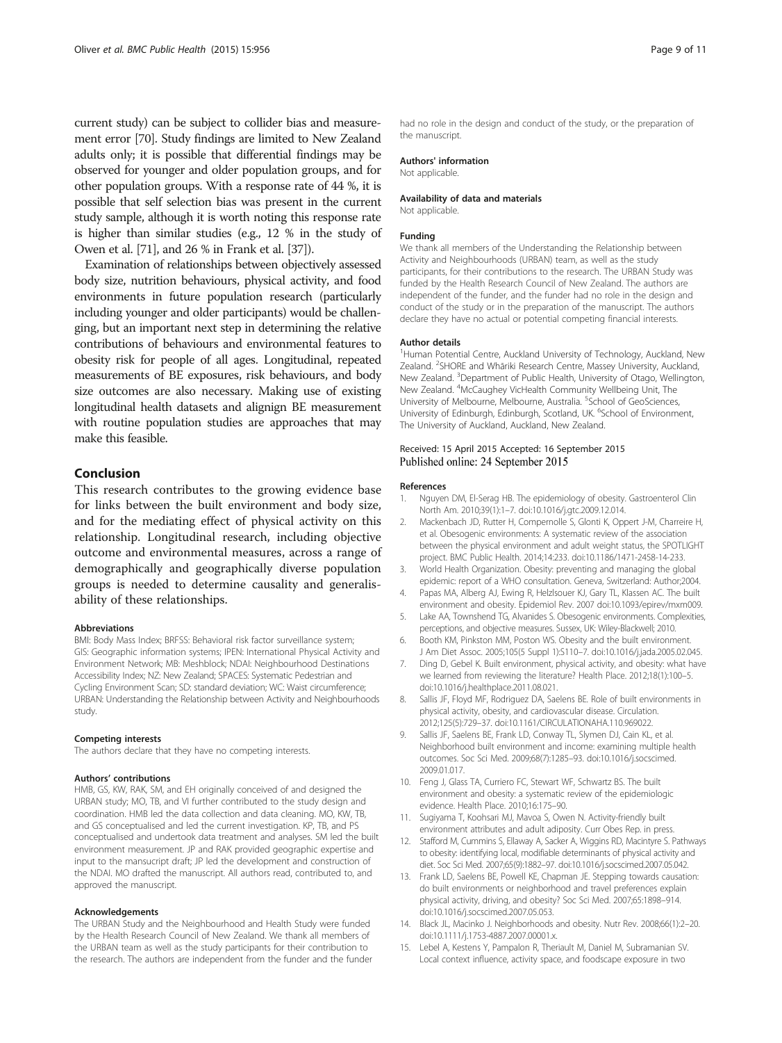current study) can be subject to collider bias and measurement error [70]. Study findings are limited to New Zealand adults only; it is possible that differential findings may be observed for younger and older population groups, and for other population groups. With a response rate of 44 %, it is possible that self selection bias was present in the current study sample, although it is worth noting this response rate is higher than similar studies (e.g., 12 % in the study of Owen et al. [71], and 26 % in Frank et al. [37]).

Examination of relationships between objectively assessed body size, nutrition behaviours, physical activity, and food environments in future population research (particularly including younger and older participants) would be challenging, but an important next step in determining the relative contributions of behaviours and environmental features to obesity risk for people of all ages. Longitudinal, repeated measurements of BE exposures, risk behaviours, and body size outcomes are also necessary. Making use of existing longitudinal health datasets and alignign BE measurement with routine population studies are approaches that may make this feasible.

## Conclusion

This research contributes to the growing evidence base for links between the built environment and body size, and for the mediating effect of physical activity on this relationship. Longitudinal research, including objective outcome and environmental measures, across a range of demographically and geographically diverse population groups is needed to determine causality and generalisability of these relationships.

#### Abbreviations

BMI: Body Mass Index; BRFSS: Behavioral risk factor surveillance system; GIS: Geographic information systems; IPEN: International Physical Activity and Environment Network; MB: Meshblock; NDAI: Neighbourhood Destinations Accessibility Index; NZ: New Zealand; SPACES: Systematic Pedestrian and Cycling Environment Scan; SD: standard deviation; WC: Waist circumference; URBAN: Understanding the Relationship between Activity and Neighbourhoods study.

#### Competing interests

The authors declare that they have no competing interests.

#### Authors' contributions

HMB, GS, KW, RAK, SM, and EH originally conceived of and designed the URBAN study; MO, TB, and VI further contributed to the study design and coordination. HMB led the data collection and data cleaning. MO, KW, TB, and GS conceptualised and led the current investigation. KP, TB, and PS conceptualised and undertook data treatment and analyses. SM led the built environment measurement. JP and RAK provided geographic expertise and input to the manscuript draft; JP led the development and construction of the NDAI. MO drafted the manuscript. All authors read, contributed to, and approved the manuscript.

#### Acknowledgements

The URBAN Study and the Neighbourhood and Health Study were funded by the Health Research Council of New Zealand. We thank all members of the URBAN team as well as the study participants for their contribution to the research. The authors are independent from the funder and the funder had no role in the design and conduct of the study, or the preparation of the manuscript.

#### Authors' information

Not applicable.

#### Availability of data and materials

Not applicable.

#### Funding

We thank all members of the Understanding the Relationship between Activity and Neighbourhoods (URBAN) team, as well as the study participants, for their contributions to the research. The URBAN Study was funded by the Health Research Council of New Zealand. The authors are independent of the funder, and the funder had no role in the design and conduct of the study or in the preparation of the manuscript. The authors declare they have no actual or potential competing financial interests.

#### Author details

[1]Human Potential Centre, Auckland University of Technology, Auckland, New Zealand. [2]SHORE and Whāriki Research Centre, Massey University, Auckland, New Zealand. [3]Department of Public Health, University of Otago, Wellington, New Zealand. [4]McCaughey VicHealth Community Wellbeing Unit, The University of Melbourne, Melbourne, Australia. [5]School of GeoSciences, University of Edinburgh, Edinburgh, Scotland, UK. [6]School of Environment, The University of Auckland, Auckland, New Zealand.

Received: 15 April 2015 Accepted: 16 September 2015
Published online: 24 September 2015

#### References

1. Nguyen DM, El-Serag HB. The epidemiology of obesity. Gastroenterol Clin North Am. 2010;39(1):1–7. doi:10.1016/j.gtc.2009.12.014.
2. Mackenbach JD, Rutter H, Compernolle S, Glonti K, Oppert J-M, Charreire H, et al. Obesogenic environments: A systematic review of the association between the physical environment and adult weight status, the SPOTLIGHT project. BMC Public Health. 2014;14:233. doi:10.1186/1471-2458-14-233.
3. World Health Organization. Obesity: preventing and managing the global epidemic: report of a WHO consultation. Geneva, Switzerland: Author;2004.
4. Papas MA, Alberg AJ, Ewing R, Helzlsouer KJ, Gary TL, Klassen AC. The built environment and obesity. Epidemiol Rev. 2007 doi:10.1093/epirev/mxm009.
5. Lake AA, Townshend TG, Alvanides S. Obesogenic environments. Complexities, perceptions, and objective measures. Sussex, UK: Wiley-Blackwell; 2010.
6. Booth KM, Pinkston MM, Poston WS. Obesity and the built environment. J Am Diet Assoc. 2005;105(5 Suppl 1):S110–7. doi:10.1016/j.jada.2005.02.045.
7. Ding D, Gebel K. Built environment, physical activity, and obesity: what have we learned from reviewing the literature? Health Place. 2012;18(1):100–5. doi:10.1016/j.healthplace.2011.08.021.
8. Sallis JF, Floyd MF, Rodriguez DA, Saelens BE. Role of built environments in physical activity, obesity, and cardiovascular disease. Circulation. 2012;125(5):729–37. doi:10.1161/CIRCULATIONAHA.110.969022.
9. Sallis JF, Saelens BE, Frank LD, Conway TL, Slymen DJ, Cain KL, et al. Neighborhood built environment and income: examining multiple health outcomes. Soc Sci Med. 2009;68(7):1285–93. doi:10.1016/j.socscimed.2009.01.017.
10. Feng J, Glass TA, Curriero FC, Stewart WF, Schwartz BS. The built environment and obesity: a systematic review of the epidemiologic evidence. Health Place. 2010;16:175–90.
11. Sugiyama T, Koohsari MJ, Mavoa S, Owen N. Activity-friendly built environment attributes and adult adiposity. Curr Obes Rep. in press.
12. Stafford M, Cummins S, Ellaway A, Sacker A, Wiggins RD, Macintyre S. Pathways to obesity: identifying local, modifiable determinants of physical activity and diet. Soc Sci Med. 2007;65(9):1882–97. doi:10.1016/j.socscimed.2007.05.042.
13. Frank LD, Saelens BE, Powell KE, Chapman JE. Stepping towards causation: do built environments or neighborhood and travel preferences explain physical activity, driving, and obesity? Soc Sci Med. 2007;65:1898–914. doi:10.1016/j.socscimed.2007.05.053.
14. Black JL, Macinko J. Neighborhoods and obesity. Nutr Rev. 2008;66(1):2–20. doi:10.1111/j.1753-4887.2007.00001.x.
15. Lebel A, Kestens Y, Pampalon R, Theriault M, Daniel M, Subramanian SV. Local context influence, activity space, and foodscape exposure in two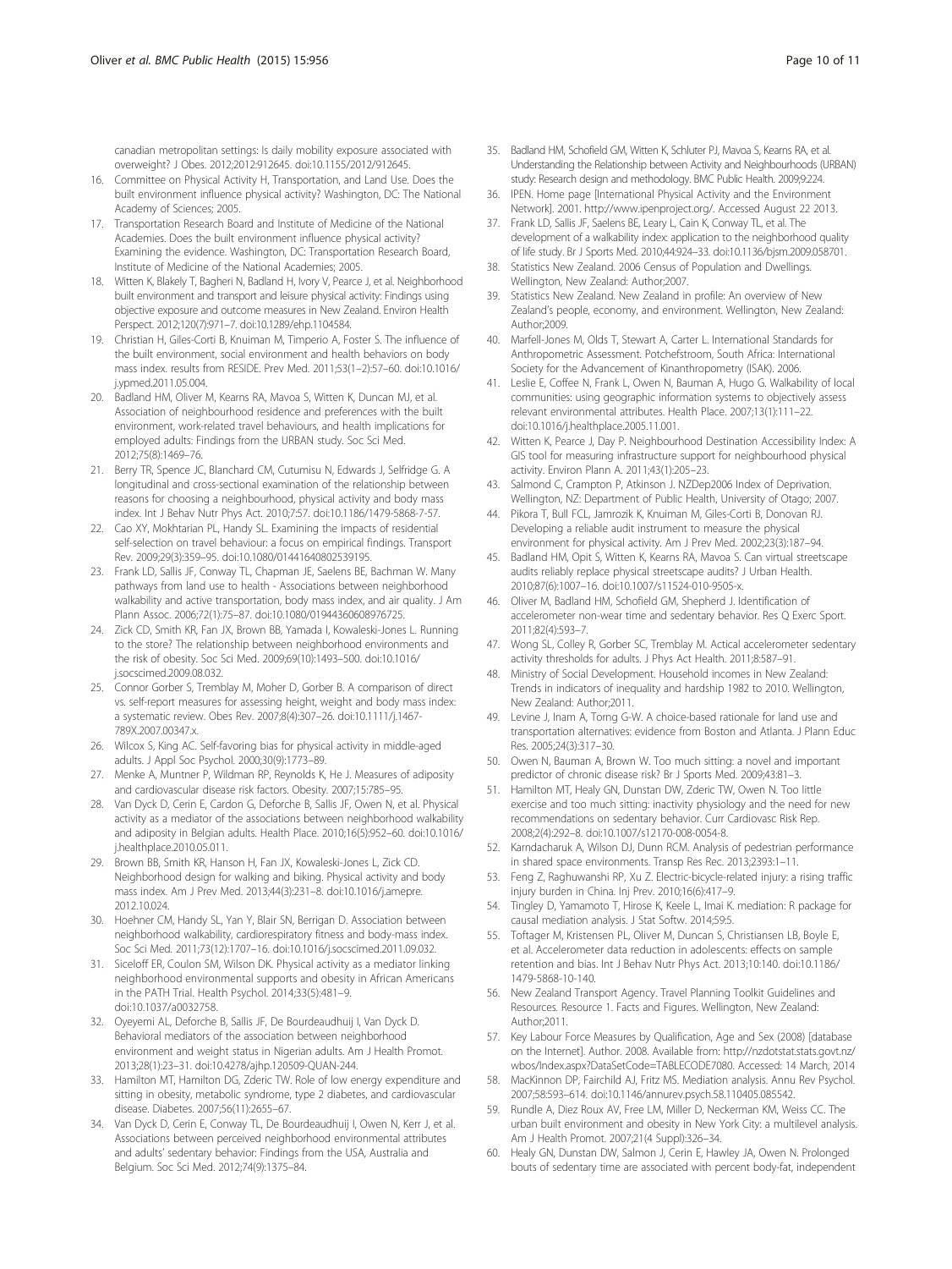canadian metropolitan settings: Is daily mobility exposure associated with overweight? J Obes. 2012;2012:912645. doi:10.1155/2012/912645.

16. Committee on Physical Activity H, Transportation, and Land Use. Does the built environment influence physical activity? Washington, DC: The National Academy of Sciences; 2005.
17. Transportation Research Board and Institute of Medicine of the National Academies. Does the built environment influence physical activity? Examining the evidence. Washington, DC: Transportation Research Board, Institute of Medicine of the National Academies; 2005.
18. Witten K, Blakely T, Bagheri N, Badland H, Ivory V, Pearce J, et al. Neighborhood built environment and transport and leisure physical activity: Findings using objective exposure and outcome measures in New Zealand. Environ Health Perspect. 2012;120(7):971–7. doi:10.1289/ehp.1104584.
19. Christian H, Giles-Corti B, Knuiman M, Timperio A, Foster S. The influence of the built environment, social environment and health behaviors on body mass index. results from RESIDE. Prev Med. 2011;53(1–2):57–60. doi:10.1016/j.ypmed.2011.05.004.
20. Badland HM, Oliver M, Kearns RA, Mavoa S, Witten K, Duncan MJ, et al. Association of neighbourhood residence and preferences with the built environment, work-related travel behaviours, and health implications for employed adults: Findings from the URBAN study. Soc Sci Med. 2012;75(8):1469–76.
21. Berry TR, Spence JC, Blanchard CM, Cutumisu N, Edwards J, Selfridge G. A longitudinal and cross-sectional examination of the relationship between reasons for choosing a neighbourhood, physical activity and body mass index. Int J Behav Nutr Phys Act. 2010;7:57. doi:10.1186/1479-5868-7-57.
22. Cao XY, Mokhtarian PL, Handy SL. Examining the impacts of residential self-selection on travel behaviour: a focus on empirical findings. Transport Rev. 2009;29(3):359–95. doi:10.1080/01441640802539195.
23. Frank LD, Sallis JF, Conway TL, Chapman JE, Saelens BE, Bachman W. Many pathways from land use to health - Associations between neighborhood walkability and active transportation, body mass index, and air quality. J Am Plann Assoc. 2006;72(1):75–87. doi:10.1080/01944360608976725.
24. Zick CD, Smith KR, Fan JX, Brown BB, Yamada I, Kowaleski-Jones L. Running to the store? The relationship between neighborhood environments and the risk of obesity. Soc Sci Med. 2009;69(10):1493–500. doi:10.1016/j.socscimed.2009.08.032.
25. Connor Gorber S, Tremblay M, Moher D, Gorber B. A comparison of direct vs. self-report measures for assessing height, weight and body mass index: a systematic review. Obes Rev. 2007;8(4):307–26. doi:10.1111/j.1467-789X.2007.00347.x.
26. Wilcox S, King AC. Self-favoring bias for physical activity in middle-aged adults. J Appl Soc Psychol. 2000;30(9):1773–89.
27. Menke A, Muntner P, Wildman RP, Reynolds K, He J. Measures of adiposity and cardiovascular disease risk factors. Obesity. 2007;15:785–95.
28. Van Dyck D, Cerin E, Cardon G, Deforche B, Sallis JF, Owen N, et al. Physical activity as a mediator of the associations between neighborhood walkability and adiposity in Belgian adults. Health Place. 2010;16(5):952–60. doi:10.1016/j.healthplace.2010.05.011.
29. Brown BB, Smith KR, Hanson H, Fan JX, Kowaleski-Jones L, Zick CD. Neighborhood design for walking and biking. Physical activity and body mass index. Am J Prev Med. 2013;44(3):231–8. doi:10.1016/j.amepre.2012.10.024.
30. Hoehner CM, Handy SL, Yan Y, Blair SN, Berrigan D. Association between neighborhood walkability, cardiorespiratory fitness and body-mass index. Soc Sci Med. 2011;73(12):1707–16. doi:10.1016/j.socscimed.2011.09.032.
31. Siceloff ER, Coulon SM, Wilson DK. Physical activity as a mediator linking neighborhood environmental supports and obesity in African Americans in the PATH Trial. Health Psychol. 2014;33(5):481–9. doi:10.1037/a0032758.
32. Oyeyemi AL, Deforche B, Sallis JF, De Bourdeaudhuij I, Van Dyck D. Behavioral mediators of the association between neighborhood environment and weight status in Nigerian adults. Am J Health Promot. 2013;28(1):23–31. doi:10.4278/ajhp.120509-QUAN-244.
33. Hamilton MT, Hamilton DG, Zderic TW. Role of low energy expenditure and sitting in obesity, metabolic syndrome, type 2 diabetes, and cardiovascular disease. Diabetes. 2007;56(11):2655–67.
34. Van Dyck D, Cerin E, Conway TL, De Bourdeaudhuij I, Owen N, Kerr J, et al. Associations between perceived neighborhood environmental attributes and adults' sedentary behavior: Findings from the USA, Australia and Belgium. Soc Sci Med. 2012;74(9):1375–84.
35. Badland HM, Schofield GM, Witten K, Schluter PJ, Mavoa S, Kearns RA, et al. Understanding the Relationship between Activity and Neighbourhoods (URBAN) study: Research design and methodology. BMC Public Health. 2009;9:224.
36. IPEN. Home page [International Physical Activity and the Environment Network]. 2001. http://www.ipenproject.org/. Accessed August 22 2013.
37. Frank LD, Sallis JF, Saelens BE, Leary L, Cain K, Conway TL, et al. The development of a walkability index: application to the neighborhood quality of life study. Br J Sports Med. 2010;44:924–33. doi:10.1136/bjsm.2009.058701.
38. Statistics New Zealand. 2006 Census of Population and Dwellings. Wellington, New Zealand: Author;2007.
39. Statistics New Zealand. New Zealand in profile: An overview of New Zealand's people, economy, and environment. Wellington, New Zealand: Author;2009.
40. Marfell-Jones M, Olds T, Stewart A, Carter L. International Standards for Anthropometric Assessment. Potchefstroom, South Africa: International Society for the Advancement of Kinanthropometry (ISAK). 2006.
41. Leslie E, Coffee N, Frank L, Owen N, Bauman A, Hugo G. Walkability of local communities: using geographic information systems to objectively assess relevant environmental attributes. Health Place. 2007;13(1):111–22. doi:10.1016/j.healthplace.2005.11.001.
42. Witten K, Pearce J, Day P. Neighbourhood Destination Accessibility Index: A GIS tool for measuring infrastructure support for neighbourhood physical activity. Environ Plann A. 2011;43(1):205–23.
43. Salmond C, Crampton P, Atkinson J. NZDep2006 Index of Deprivation. Wellington, NZ: Department of Public Health, University of Otago; 2007.
44. Pikora T, Bull FCL, Jamrozik K, Knuiman M, Giles-Corti B, Donovan RJ. Developing a reliable audit instrument to measure the physical environment for physical activity. Am J Prev Med. 2002;23(3):187–94.
45. Badland HM, Opit S, Witten K, Kearns RA, Mavoa S. Can virtual streetscape audits reliably replace physical streetscape audits? J Urban Health. 2010;87(6):1007–16. doi:10.1007/s11524-010-9505-x.
46. Oliver M, Badland HM, Schofield GM, Shepherd J. Identification of accelerometer non-wear time and sedentary behavior. Res Q Exerc Sport. 2011;82(4):593–7.
47. Wong SL, Colley R, Gorber SC, Tremblay M. Actical accelerometer sedentary activity thresholds for adults. J Phys Act Health. 2011;8:587–91.
48. Ministry of Social Development. Household incomes in New Zealand: Trends in indicators of inequality and hardship 1982 to 2010. Wellington, New Zealand: Author;2011.
49. Levine J, Inam A, Torng G-W. A choice-based rationale for land use and transportation alternatives: evidence from Boston and Atlanta. J Plann Educ Res. 2005;24(3):317–30.
50. Owen N, Bauman A, Brown W. Too much sitting: a novel and important predictor of chronic disease risk? Br J Sports Med. 2009;43:81–3.
51. Hamilton MT, Healy GN, Dunstan DW, Zderic TW, Owen N. Too little exercise and too much sitting: inactivity physiology and the need for new recommendations on sedentary behavior. Curr Cardiovasc Risk Rep. 2008;2(4):292–8. doi:10.1007/s12170-008-0054-8.
52. Karndacharuk A, Wilson DJ, Dunn RCM. Analysis of pedestrian performance in shared space environments. Transp Res Rec. 2013;2393:1–11.
53. Feng Z, Raghuwanshi RP, Xu Z. Electric-bicycle-related injury: a rising traffic injury burden in China. Inj Prev. 2010;16(6):417–9.
54. Tingley D, Yamamoto T, Hirose K, Keele L, Imai K. mediation: R package for causal mediation analysis. J Stat Softw. 2014;59:5.
55. Toftager M, Kristensen PL, Oliver M, Duncan S, Christiansen LB, Boyle E, et al. Accelerometer data reduction in adolescents: effects on sample retention and bias. Int J Behav Nutr Phys Act. 2013;10:140. doi:10.1186/1479-5868-10-140.
56. New Zealand Transport Agency. Travel Planning Toolkit Guidelines and Resources. Resource 1. Facts and Figures. Wellington, New Zealand: Author;2011.
57. Key Labour Force Measures by Qualification, Age and Sex (2008) [database on the Internet]. Author. 2008. Available from: http://nzdotstat.stats.govt.nz/wbos/Index.aspx?DataSetCode=TABLECODE7080. Accessed: 14 March, 2014
58. MacKinnon DP, Fairchild AJ, Fritz MS. Mediation analysis. Annu Rev Psychol. 2007;58:593–614. doi:10.1146/annurev.psych.58.110405.085542.
59. Rundle A, Diez Roux AV, Free LM, Miller D, Neckerman KM, Weiss CC. The urban built environment and obesity in New York City: a multilevel analysis. Am J Health Promot. 2007;21(4 Suppl):326–34.
60. Healy GN, Dunstan DW, Salmon J, Cerin E, Hawley JA, Owen N. Prolonged bouts of sedentary time are associated with percent body-fat, independent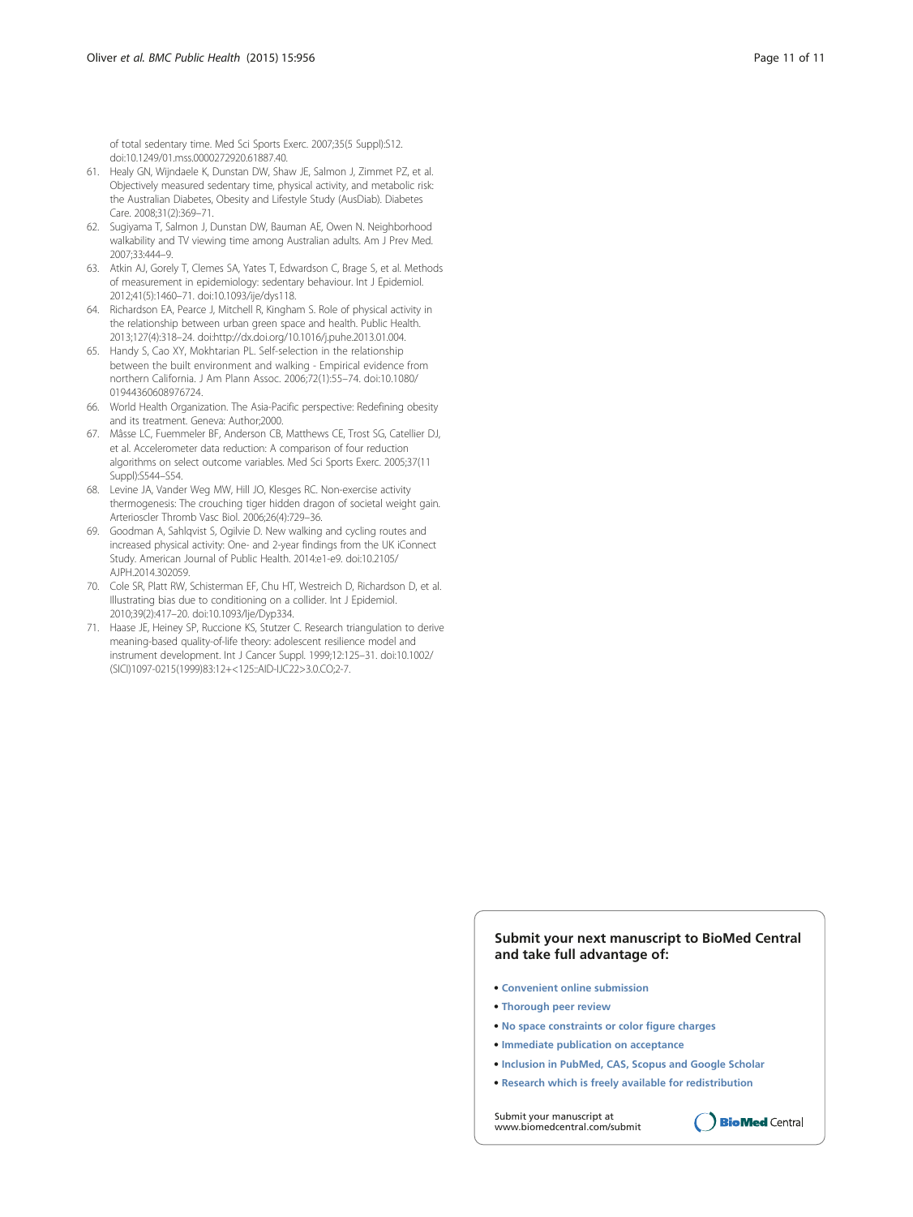of total sedentary time. Med Sci Sports Exerc. 2007;35(5 Suppl):S12. doi:10.1249/01.mss.0000272920.61887.40.

61. Healy GN, Wijndaele K, Dunstan DW, Shaw JE, Salmon J, Zimmet PZ, et al. Objectively measured sedentary time, physical activity, and metabolic risk: the Australian Diabetes, Obesity and Lifestyle Study (AusDiab). Diabetes Care. 2008;31(2):369–71.
62. Sugiyama T, Salmon J, Dunstan DW, Bauman AE, Owen N. Neighborhood walkability and TV viewing time among Australian adults. Am J Prev Med. 2007;33:444–9.
63. Atkin AJ, Gorely T, Clemes SA, Yates T, Edwardson C, Brage S, et al. Methods of measurement in epidemiology: sedentary behaviour. Int J Epidemiol. 2012;41(5):1460–71. doi:10.1093/ije/dys118.
64. Richardson EA, Pearce J, Mitchell R, Kingham S. Role of physical activity in the relationship between urban green space and health. Public Health. 2013;127(4):318–24. doi:http://dx.doi.org/10.1016/j.puhe.2013.01.004.
65. Handy S, Cao XY, Mokhtarian PL. Self-selection in the relationship between the built environment and walking - Empirical evidence from northern California. J Am Plann Assoc. 2006;72(1):55–74. doi:10.1080/01944360608976724.
66. World Health Organization. The Asia-Pacific perspective: Redefining obesity and its treatment. Geneva: Author;2000.
67. Mâsse LC, Fuemmeler BF, Anderson CB, Matthews CE, Trost SG, Catellier DJ, et al. Accelerometer data reduction: A comparison of four reduction algorithms on select outcome variables. Med Sci Sports Exerc. 2005;37(11 Suppl):S544–S54.
68. Levine JA, Vander Weg MW, Hill JO, Klesges RC. Non-exercise activity thermogenesis: The crouching tiger hidden dragon of societal weight gain. Arterioscler Thromb Vasc Biol. 2006;26(4):729–36.
69. Goodman A, Sahlqvist S, Ogilvie D. New walking and cycling routes and increased physical activity: One- and 2-year findings from the UK iConnect Study. American Journal of Public Health. 2014:e1-e9. doi:10.2105/AJPH.2014.302059.
70. Cole SR, Platt RW, Schisterman EF, Chu HT, Westreich D, Richardson D, et al. Illustrating bias due to conditioning on a collider. Int J Epidemiol. 2010;39(2):417–20. doi:10.1093/Ije/Dyp334.
71. Haase JE, Heiney SP, Ruccione KS, Stutzer C. Research triangulation to derive meaning-based quality-of-life theory: adolescent resilience model and instrument development. Int J Cancer Suppl. 1999;12:125–31. doi:10.1002/(SICI)1097-0215(1999)83:12+<125::AID-IJC22>3.0.CO;2-7.

**Submit your next manuscript to BioMed Central and take full advantage of:**

- **Convenient online submission**
- **Thorough peer review**
- **No space constraints or color figure charges**
- **Immediate publication on acceptance**
- **Inclusion in PubMed, CAS, Scopus and Google Scholar**
- **Research which is freely available for redistribution**

Submit your manuscript at
www.biomedcentral.com/submit

BioMed Central